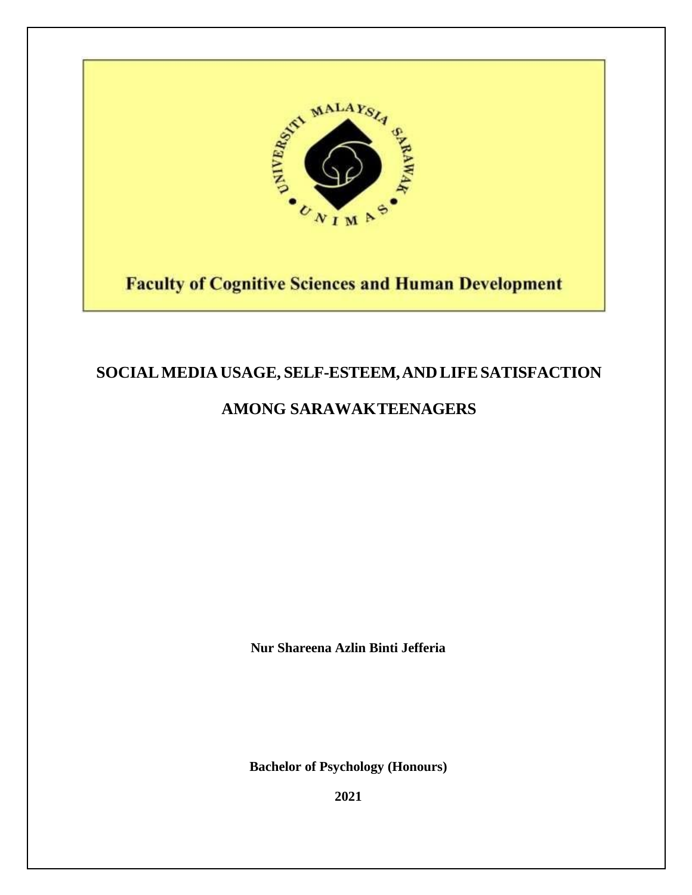UNIVERSITI MALAYSIA SARAWAK

UNIMAS

**Faculty of Cognitive Sciences and Human Development**

# SOCIAL MEDIA USAGE, SELF-ESTEEM, AND LIFE SATISFACTION AMONG SARAWAK TEENAGERS

**Nur Shareena Azlin Binti Jefferia**

**Bachelor of Psychology (Honours)**

**2021**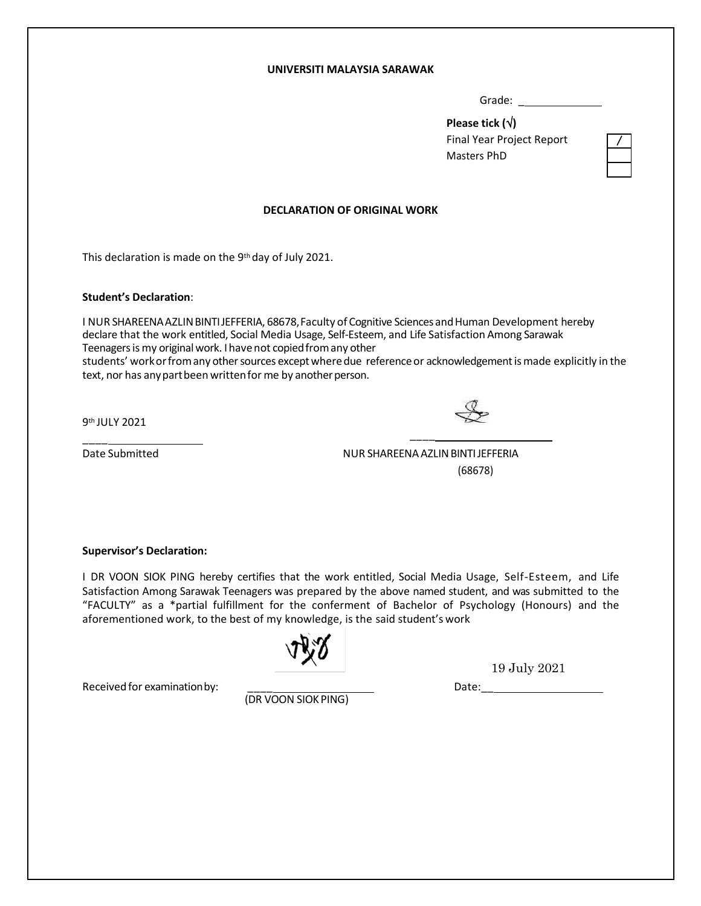**UNIVERSITI MALAYSIA SARAWAK**

Grade: ______________

**Please tick (√)**

| | |
|---|---|
| Final Year Project Report | / |
| Masters | |
| PhD | |

**DECLARATION OF ORIGINAL WORK**

This declaration is made on the 9th day of July 2021.

**Student's Declaration**:

I NUR SHAREENA AZLIN BINTI JEFFERIA, 68678, Faculty of Cognitive Sciences and Human Development hereby declare that the work entitled, Social Media Usage, Self-Esteem, and Life Satisfaction Among Sarawak Teenagers is my original work. I have not copied from any other students' work or from any other sources except where due reference or acknowledgement is made explicitly in the text, nor has any part been written for me by another person.

9th JULY 2021
____________________
Date Submitted

____________________
NUR SHAREENA AZLIN BINTI JEFFERIA
(68678)

**Supervisor's Declaration:**

I DR VOON SIOK PING hereby certifies that the work entitled, Social Media Usage, Self-Esteem, and Life Satisfaction Among Sarawak Teenagers was prepared by the above named student, and was submitted to the "FACULTY" as a \*partial fulfillment for the conferment of Bachelor of Psychology (Honours) and the aforementioned work, to the best of my knowledge, is the said student's work

Received for examination by: ____________________
(DR VOON SIOK PING)

Date: 19 July 2021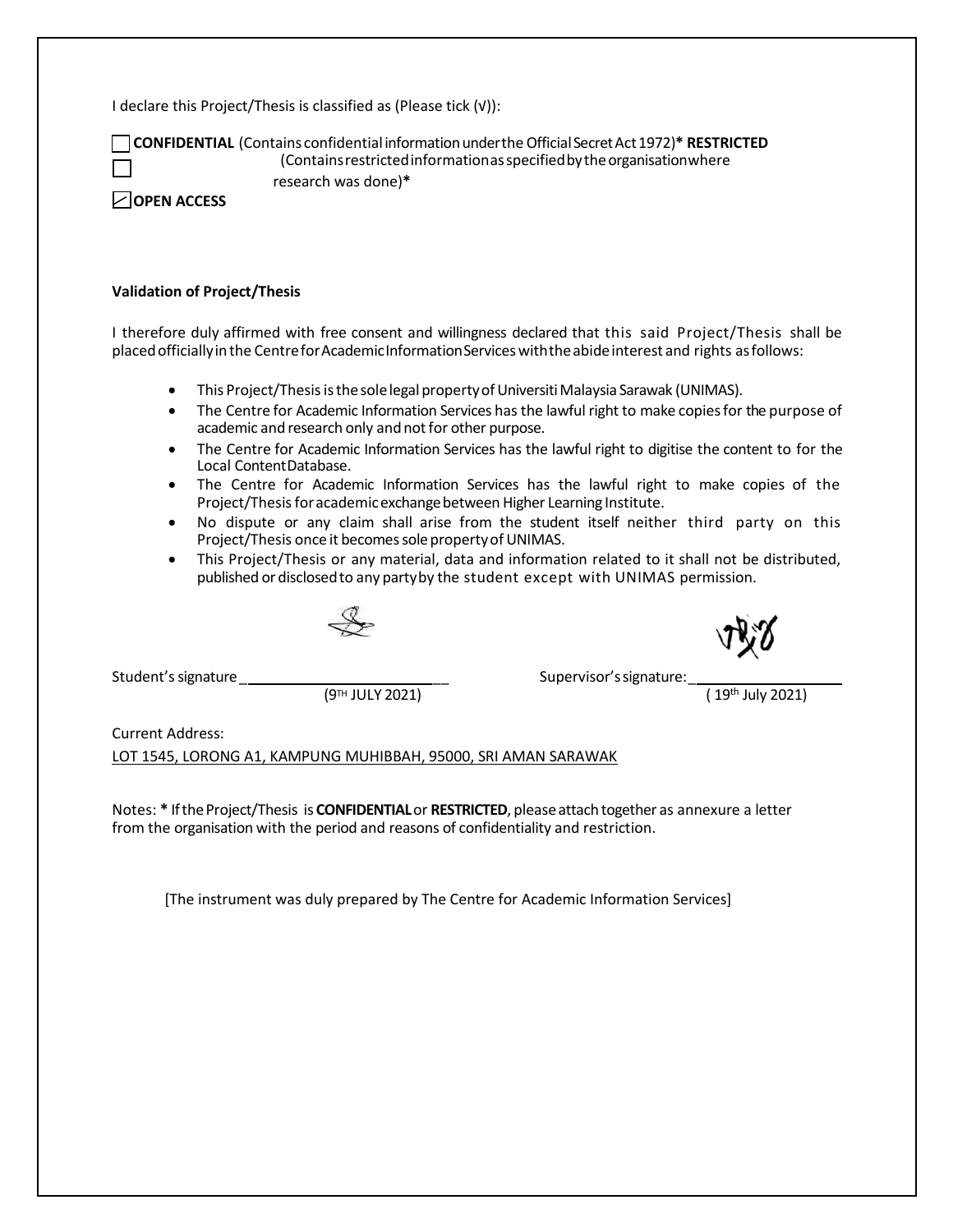I declare this Project/Thesis is classified as (Please tick (√)):

☐ **CONFIDENTIAL** (Contains confidential information under the Official Secret Act 1972)*

☐ **RESTRICTED** (Contains restricted information as specified by the organisation where research was done)*

☑ **OPEN ACCESS**

**Validation of Project/Thesis**

I therefore duly affirmed with free consent and willingness declared that this said Project/Thesis shall be placed officially in the Centre for Academic Information Services with the abide interest and rights as follows:

- This Project/Thesis is the sole legal property of Universiti Malaysia Sarawak (UNIMAS).
- The Centre for Academic Information Services has the lawful right to make copies for the purpose of academic and research only and not for other purpose.
- The Centre for Academic Information Services has the lawful right to digitise the content to for the Local Content Database.
- The Centre for Academic Information Services has the lawful right to make copies of the Project/Thesis for academic exchange between Higher Learning Institute.
- No dispute or any claim shall arise from the student itself neither third party on this Project/Thesis once it becomes sole property of UNIMAS.
- This Project/Thesis or any material, data and information related to it shall not be distributed, published or disclosed to any party by the student except with UNIMAS permission.

Student's signature ________________________ (9TH JULY 2021)

Supervisor's signature: ________________________ (19th July 2021)

Current Address:

LOT 1545, LORONG A1, KAMPUNG MUHIBBAH, 95000, SRI AMAN SARAWAK

Notes: * If the Project/Thesis is **CONFIDENTIAL** or **RESTRICTED**, please attach together as annexure a letter from the organisation with the period and reasons of confidentiality and restriction.

[The instrument was duly prepared by The Centre for Academic Information Services]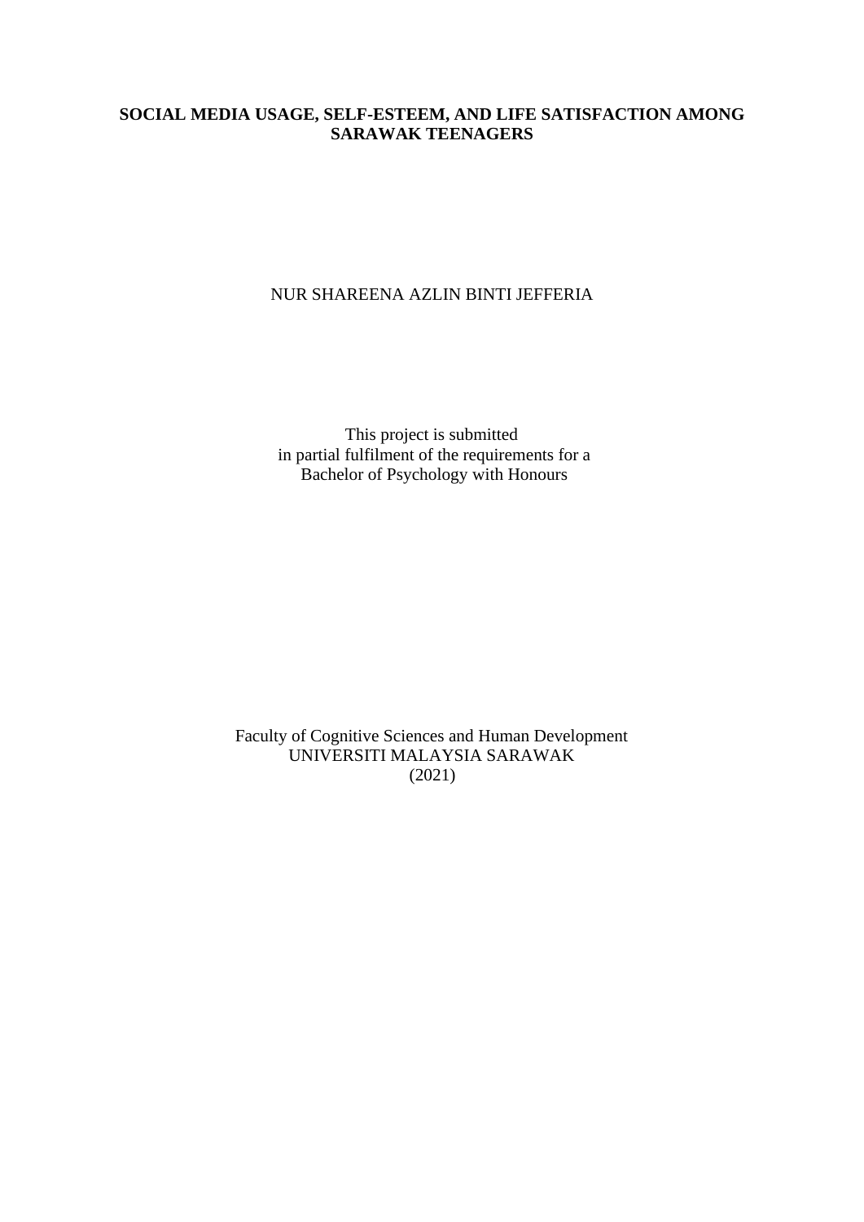**SOCIAL MEDIA USAGE, SELF-ESTEEM, AND LIFE SATISFACTION AMONG SARAWAK TEENAGERS**

NUR SHAREENA AZLIN BINTI JEFFERIA

This project is submitted
in partial fulfilment of the requirements for a
Bachelor of Psychology with Honours

Faculty of Cognitive Sciences and Human Development
UNIVERSITI MALAYSIA SARAWAK
(2021)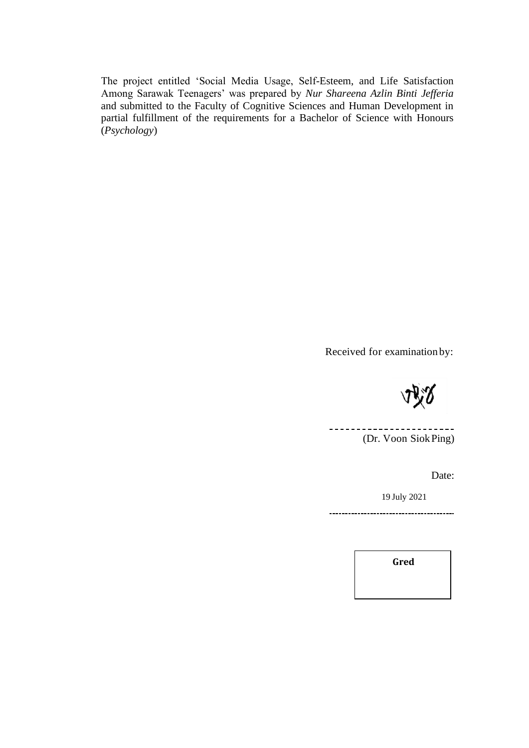The project entitled 'Social Media Usage, Self-Esteem, and Life Satisfaction Among Sarawak Teenagers' was prepared by *Nur Shareena Azlin Binti Jefferia* and submitted to the Faculty of Cognitive Sciences and Human Development in partial fulfillment of the requirements for a Bachelor of Science with Honours (*Psychology*)

Received for examination by:

(Dr. Voon Siok Ping)

Date:

19 July 2021

| **Gred** |
|---|
| |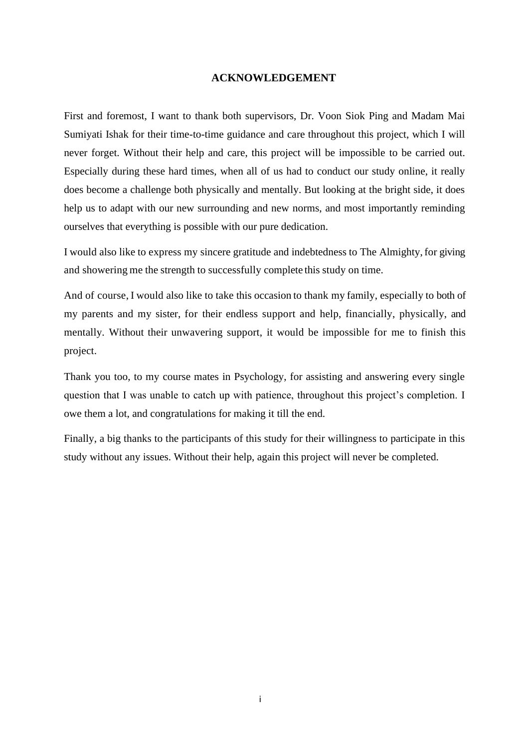# ACKNOWLEDGEMENT

First and foremost, I want to thank both supervisors, Dr. Voon Siok Ping and Madam Mai Sumiyati Ishak for their time-to-time guidance and care throughout this project, which I will never forget. Without their help and care, this project will be impossible to be carried out. Especially during these hard times, when all of us had to conduct our study online, it really does become a challenge both physically and mentally. But looking at the bright side, it does help us to adapt with our new surrounding and new norms, and most importantly reminding ourselves that everything is possible with our pure dedication.

I would also like to express my sincere gratitude and indebtedness to The Almighty, for giving and showering me the strength to successfully complete this study on time.

And of course, I would also like to take this occasion to thank my family, especially to both of my parents and my sister, for their endless support and help, financially, physically, and mentally. Without their unwavering support, it would be impossible for me to finish this project.

Thank you too, to my course mates in Psychology, for assisting and answering every single question that I was unable to catch up with patience, throughout this project's completion. I owe them a lot, and congratulations for making it till the end.

Finally, a big thanks to the participants of this study for their willingness to participate in this study without any issues. Without their help, again this project will never be completed.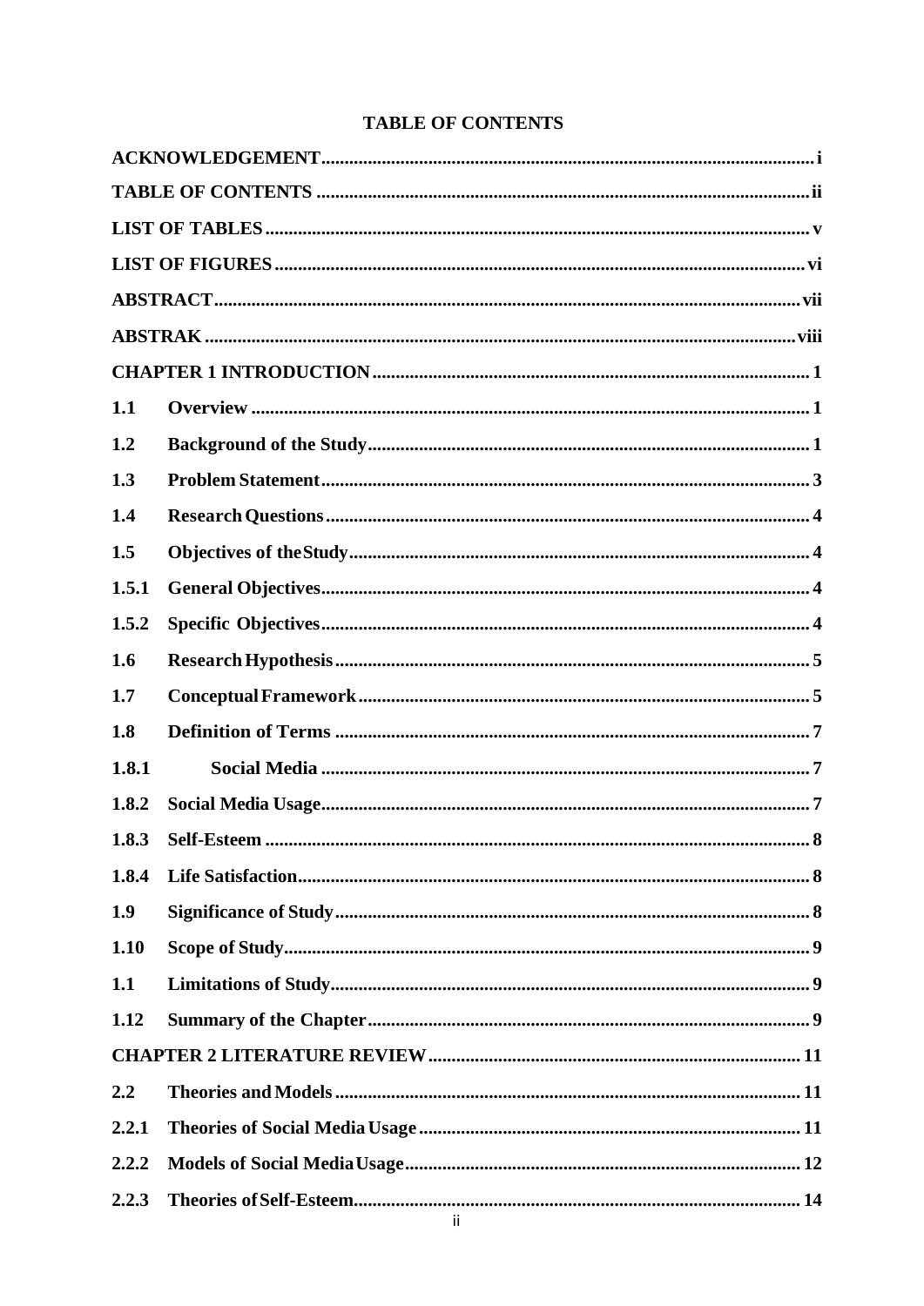**TABLE OF CONTENTS**

**ACKNOWLEDGEMENT** ........................................................................................................ i

**TABLE OF CONTENTS** ..................................................................................................... ii

**LIST OF TABLES** ............................................................................................................... v

**LIST OF FIGURES** ........................................................................................................... vi

**ABSTRACT** ....................................................................................................................... vii

**ABSTRAK** ......................................................................................................................... viii

**CHAPTER 1 INTRODUCTION** ......................................................................................... 1

**1.1 Overview** ........................................................................................................................ 1

**1.2 Background of the Study** ............................................................................................... 1

**1.3 Problem Statement** ......................................................................................................... 3

**1.4 Research Questions** ....................................................................................................... 4

**1.5 Objectives of the Study** ................................................................................................. 4

**1.5.1 General Objectives** ...................................................................................................... 4

**1.5.2 Specific Objectives** ...................................................................................................... 4

**1.6 Research Hypothesis** ..................................................................................................... 5

**1.7 Conceptual Framework** ................................................................................................. 5

**1.8 Definition of Terms** ....................................................................................................... 7

**1.8.1 Social Media** ................................................................................................................ 7

**1.8.2 Social Media Usage** ..................................................................................................... 7

**1.8.3 Self-Esteem** ................................................................................................................. 8

**1.8.4 Life Satisfaction** .......................................................................................................... 8

**1.9 Significance of Study** ..................................................................................................... 8

**1.10 Scope of Study** ............................................................................................................. 9

**1.1 Limitations of Study** ...................................................................................................... 9

**1.12 Summary of the Chapter** ............................................................................................... 9

**CHAPTER 2 LITERATURE REVIEW** .............................................................................. 11

**2.2 Theories and Models** ..................................................................................................... 11

**2.2.1 Theories of Social Media Usage** ................................................................................. 11

**2.2.2 Models of Social Media Usage** ................................................................................... 12

**2.2.3 Theories of Self-Esteem** .............................................................................................. 14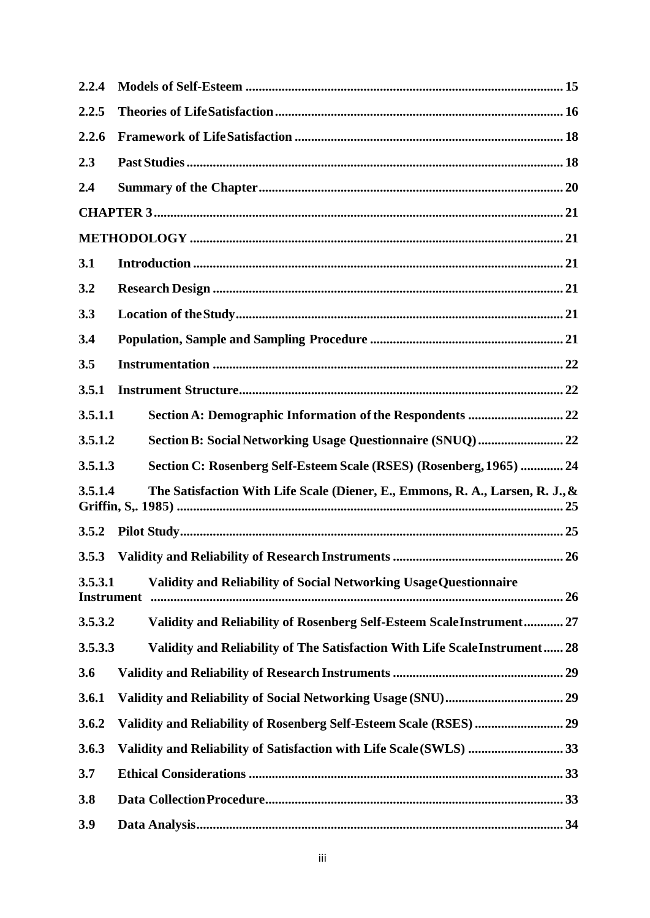2.2.4 **Models of Self-Esteem** ................................................................................ 15

2.2.5 **Theories of Life Satisfaction** ...................................................................... 16

2.2.6 **Framework of Life Satisfaction** ................................................................ 18

2.3 **Past Studies** ................................................................................................ 18

2.4 **Summary of the Chapter** ........................................................................... 20

**CHAPTER 3** ...................................................................................................... 21

**METHODOLOGY** ............................................................................................ 21

3.1 **Introduction** ............................................................................................... 21

3.2 **Research Design** ......................................................................................... 21

3.3 **Location of the Study** .................................................................................. 21

3.4 **Population, Sample and Sampling Procedure** .......................................... 21

3.5 **Instrumentation** .......................................................................................... 22

3.5.1 **Instrument Structure** .................................................................................. 22

3.5.1.1 **Section A: Demographic Information of the Respondents** ............................ 22

3.5.1.2 **Section B: Social Networking Usage Questionnaire (SNUQ)** .......................... 22

3.5.1.3 **Section C: Rosenberg Self-Esteem Scale (RSES) (Rosenberg, 1965)** ............ 24

3.5.1.4 **The Satisfaction With Life Scale (Diener, E., Emmons, R. A., Larsen, R. J., & Griffin, S,. 1985)** ................................................................................................... 25

3.5.2 **Pilot Study** .................................................................................................. 25

3.5.3 **Validity and Reliability of Research Instruments** ...................................... 26

3.5.3.1 **Validity and Reliability of Social Networking Usage Questionnaire Instrument** .......................................................................................................... 26

3.5.3.2 **Validity and Reliability of Rosenberg Self-Esteem Scale Instrument** ............ 27

3.5.3.3 **Validity and Reliability of The Satisfaction With Life Scale Instrument** ...... 28

3.6 **Validity and Reliability of Research Instruments** ...................................... 29

3.6.1 **Validity and Reliability of Social Networking Usage (SNU)** ....................... 29

3.6.2 **Validity and Reliability of Rosenberg Self-Esteem Scale (RSES)** .................. 29

3.6.3 **Validity and Reliability of Satisfaction with Life Scale (SWLS)** ................... 33

3.7 **Ethical Considerations** ................................................................................ 33

3.8 **Data Collection Procedure** .......................................................................... 33

3.9 **Data Analysis** .............................................................................................. 34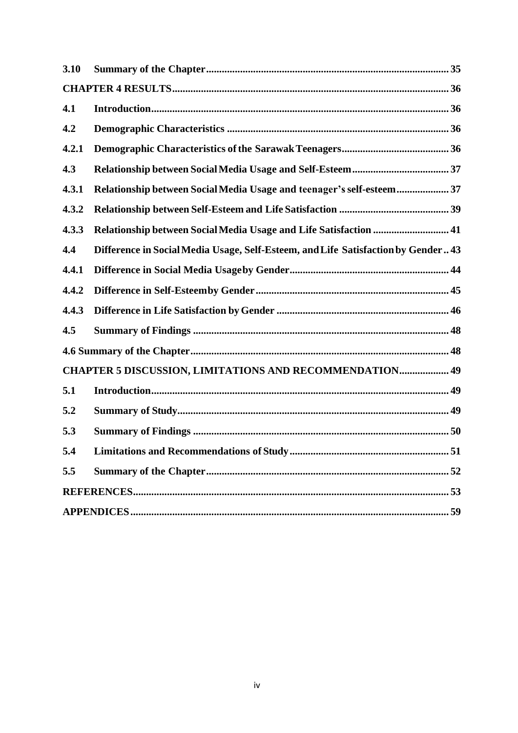| | | |
|---|---|---|
| **3.10** | **Summary of the Chapter** | **35** |
| **CHAPTER 4 RESULTS** | | **36** |
| **4.1** | **Introduction** | **36** |
| **4.2** | **Demographic Characteristics** | **36** |
| **4.2.1** | **Demographic Characteristics of the Sarawak Teenagers** | **36** |
| **4.3** | **Relationship between Social Media Usage and Self-Esteem** | **37** |
| **4.3.1** | **Relationship between Social Media Usage and teenager's self-esteem** | **37** |
| **4.3.2** | **Relationship between Self-Esteem and Life Satisfaction** | **39** |
| **4.3.3** | **Relationship between Social Media Usage and Life Satisfaction** | **41** |
| **4.4** | **Difference in Social Media Usage, Self-Esteem, and Life Satisfaction by Gender** | **43** |
| **4.4.1** | **Difference in Social Media Usage by Gender** | **44** |
| **4.4.2** | **Difference in Self-Esteem by Gender** | **45** |
| **4.4.3** | **Difference in Life Satisfaction by Gender** | **46** |
| **4.5** | **Summary of Findings** | **48** |
| **4.6 Summary of the Chapter** | | **48** |
| **CHAPTER 5 DISCUSSION, LIMITATIONS AND RECOMMENDATION** | | **49** |
| **5.1** | **Introduction** | **49** |
| **5.2** | **Summary of Study** | **49** |
| **5.3** | **Summary of Findings** | **50** |
| **5.4** | **Limitations and Recommendations of Study** | **51** |
| **5.5** | **Summary of the Chapter** | **52** |
| **REFERENCES** | | **53** |
| **APPENDICES** | | **59** |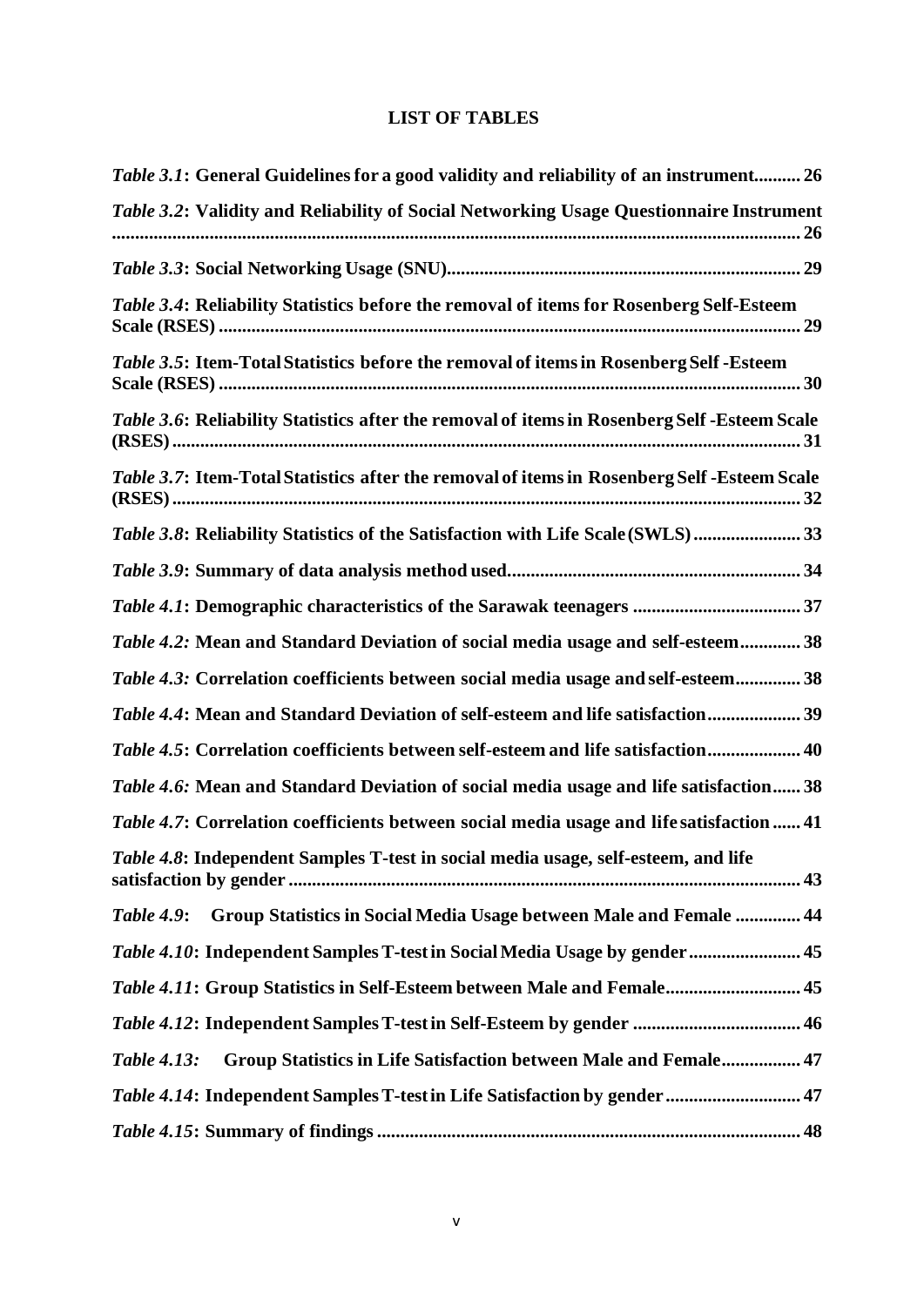# LIST OF TABLES

*Table 3.1*: **General Guidelines for a good validity and reliability of an instrument.......... 26**

*Table 3.2*: **Validity and Reliability of Social Networking Usage Questionnaire Instrument ................................................................................................................................. 26**

*Table 3.3*: **Social Networking Usage (SNU)........................................................................... 29**

*Table 3.4*: **Reliability Statistics before the removal of items for Rosenberg Self-Esteem Scale (RSES) ........................................................................................................................... 29**

*Table 3.5*: **Item-Total Statistics before the removal of items in Rosenberg Self -Esteem Scale (RSES) ........................................................................................................................... 30**

*Table 3.6*: **Reliability Statistics after the removal of items in Rosenberg Self -Esteem Scale (RSES) ..................................................................................................................................... 31**

*Table 3.7*: **Item-Total Statistics after the removal of items in Rosenberg Self -Esteem Scale (RSES) ..................................................................................................................................... 32**

*Table 3.8*: **Reliability Statistics of the Satisfaction with Life Scale (SWLS) ....................... 33**

*Table 3.9*: **Summary of data analysis method used.............................................................. 34**

*Table 4.1*: **Demographic characteristics of the Sarawak teenagers .................................... 37**

*Table 4.2:* **Mean and Standard Deviation of social media usage and self-esteem............. 38**

*Table 4.3:* **Correlation coefficients between social media usage and self-esteem.............. 38**

*Table 4.4*: **Mean and Standard Deviation of self-esteem and life satisfaction.................... 39**

*Table 4.5*: **Correlation coefficients between self-esteem and life satisfaction.................... 40**

*Table 4.6:* **Mean and Standard Deviation of social media usage and life satisfaction...... 38**

*Table 4.7*: **Correlation coefficients between social media usage and life satisfaction ...... 41**

*Table 4.8*: **Independent Samples T-test in social media usage, self-esteem, and life satisfaction by gender ............................................................................................................ 43**

*Table 4.9*: **Group Statistics in Social Media Usage between Male and Female ............. 44**

*Table 4.10*: **Independent Samples T-test in Social Media Usage by gender ....................... 45**

*Table 4.11*: **Group Statistics in Self-Esteem between Male and Female............................ 45**

*Table 4.12*: **Independent Samples T-test in Self-Esteem by gender ................................... 46**

*Table 4.13:* **Group Statistics in Life Satisfaction between Male and Female................ 47**

*Table 4.14*: **Independent Samples T-test in Life Satisfaction by gender ............................ 47**

*Table 4.15*: **Summary of findings .......................................................................................... 48**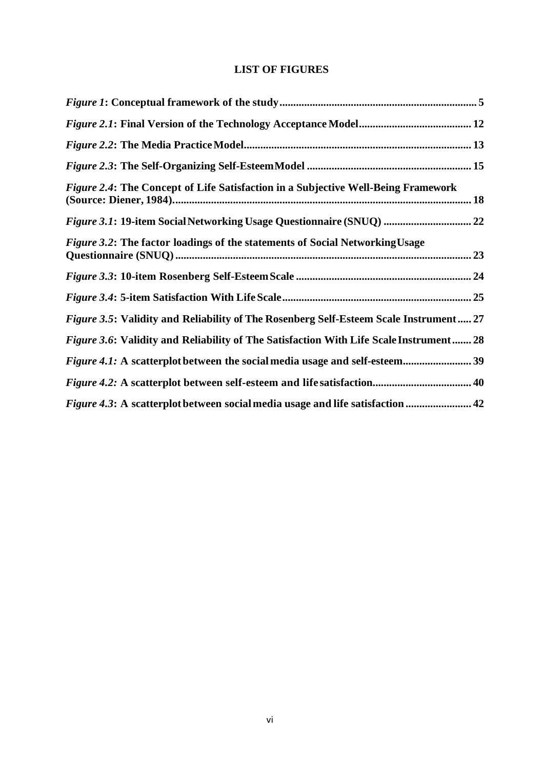# LIST OF FIGURES

*Figure 1*: **Conceptual framework of the study** ........................................ 5

*Figure 2.1*: **Final Version of the Technology Acceptance Model** ........................................ 12

*Figure 2.2*: **The Media Practice Model** ........................................ 13

*Figure 2.3*: **The Self-Organizing Self-Esteem Model** ........................................ 15

*Figure 2.4*: **The Concept of Life Satisfaction in a Subjective Well-Being Framework (Source: Diener, 1984)** ........................................ 18

*Figure 3.1*: **19-item Social Networking Usage Questionnaire (SNUQ)** ........................................ 22

*Figure 3.2*: **The factor loadings of the statements of Social Networking Usage Questionnaire (SNUQ)** ........................................ 23

*Figure 3.3*: **10-item Rosenberg Self-Esteem Scale** ........................................ 24

*Figure 3.4*: **5-item Satisfaction With Life Scale** ........................................ 25

*Figure 3.5*: **Validity and Reliability of The Rosenberg Self-Esteem Scale Instrument** ..... 27

*Figure 3.6*: **Validity and Reliability of The Satisfaction With Life Scale Instrument** ....... 28

*Figure 4.1:* **A scatterplot between the social media usage and self-esteem** ........................................ 39

*Figure 4.2:* **A scatterplot between self-esteem and life satisfaction** ........................................ 40

*Figure 4.3*: **A scatterplot between social media usage and life satisfaction** ........................................ 42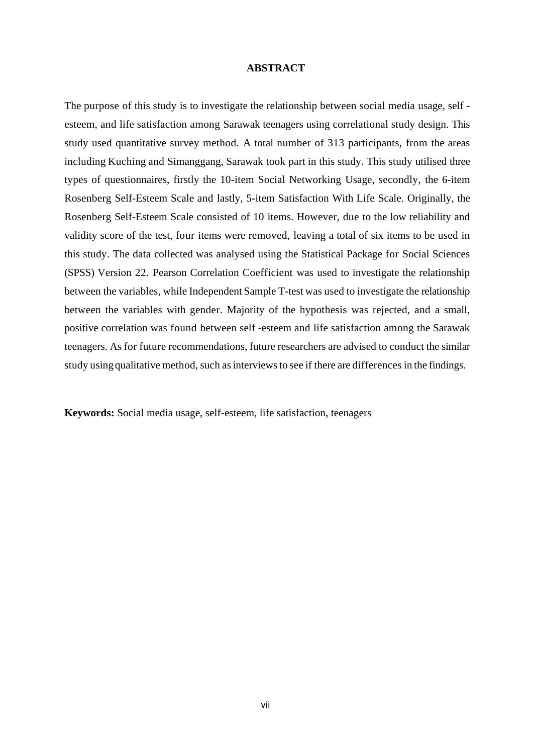# ABSTRACT

The purpose of this study is to investigate the relationship between social media usage, self - esteem, and life satisfaction among Sarawak teenagers using correlational study design. This study used quantitative survey method. A total number of 313 participants, from the areas including Kuching and Simanggang, Sarawak took part in this study. This study utilised three types of questionnaires, firstly the 10-item Social Networking Usage, secondly, the 6-item Rosenberg Self-Esteem Scale and lastly, 5-item Satisfaction With Life Scale. Originally, the Rosenberg Self-Esteem Scale consisted of 10 items. However, due to the low reliability and validity score of the test, four items were removed, leaving a total of six items to be used in this study. The data collected was analysed using the Statistical Package for Social Sciences (SPSS) Version 22. Pearson Correlation Coefficient was used to investigate the relationship between the variables, while Independent Sample T-test was used to investigate the relationship between the variables with gender. Majority of the hypothesis was rejected, and a small, positive correlation was found between self -esteem and life satisfaction among the Sarawak teenagers. As for future recommendations, future researchers are advised to conduct the similar study using qualitative method, such as interviews to see if there are differences in the findings.

**Keywords:** Social media usage, self-esteem, life satisfaction, teenagers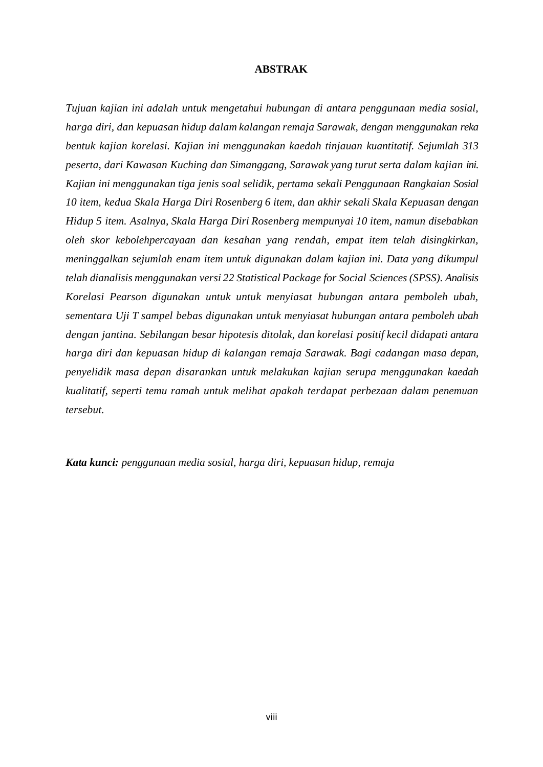# ABSTRAK

*Tujuan kajian ini adalah untuk mengetahui hubungan di antara penggunaan media sosial, harga diri, dan kepuasan hidup dalam kalangan remaja Sarawak, dengan menggunakan reka bentuk kajian korelasi. Kajian ini menggunakan kaedah tinjauan kuantitatif. Sejumlah 313 peserta, dari Kawasan Kuching dan Simanggang, Sarawak yang turut serta dalam kajian ini. Kajian ini menggunakan tiga jenis soal selidik, pertama sekali Penggunaan Rangkaian Sosial 10 item, kedua Skala Harga Diri Rosenberg 6 item, dan akhir sekali Skala Kepuasan dengan Hidup 5 item. Asalnya, Skala Harga Diri Rosenberg mempunyai 10 item, namun disebabkan oleh skor kebolehpercayaan dan kesahan yang rendah, empat item telah disingkirkan, meninggalkan sejumlah enam item untuk digunakan dalam kajian ini. Data yang dikumpul telah dianalisis menggunakan versi 22 Statistical Package for Social Sciences (SPSS). Analisis Korelasi Pearson digunakan untuk untuk menyiasat hubungan antara pemboleh ubah, sementara Uji T sampel bebas digunakan untuk menyiasat hubungan antara pemboleh ubah dengan jantina. Sebilangan besar hipotesis ditolak, dan korelasi positif kecil didapati antara harga diri dan kepuasan hidup di kalangan remaja Sarawak. Bagi cadangan masa depan, penyelidik masa depan disarankan untuk melakukan kajian serupa menggunakan kaedah kualitatif, seperti temu ramah untuk melihat apakah terdapat perbezaan dalam penemuan tersebut.*

***Kata kunci:*** *penggunaan media sosial, harga diri, kepuasan hidup, remaja*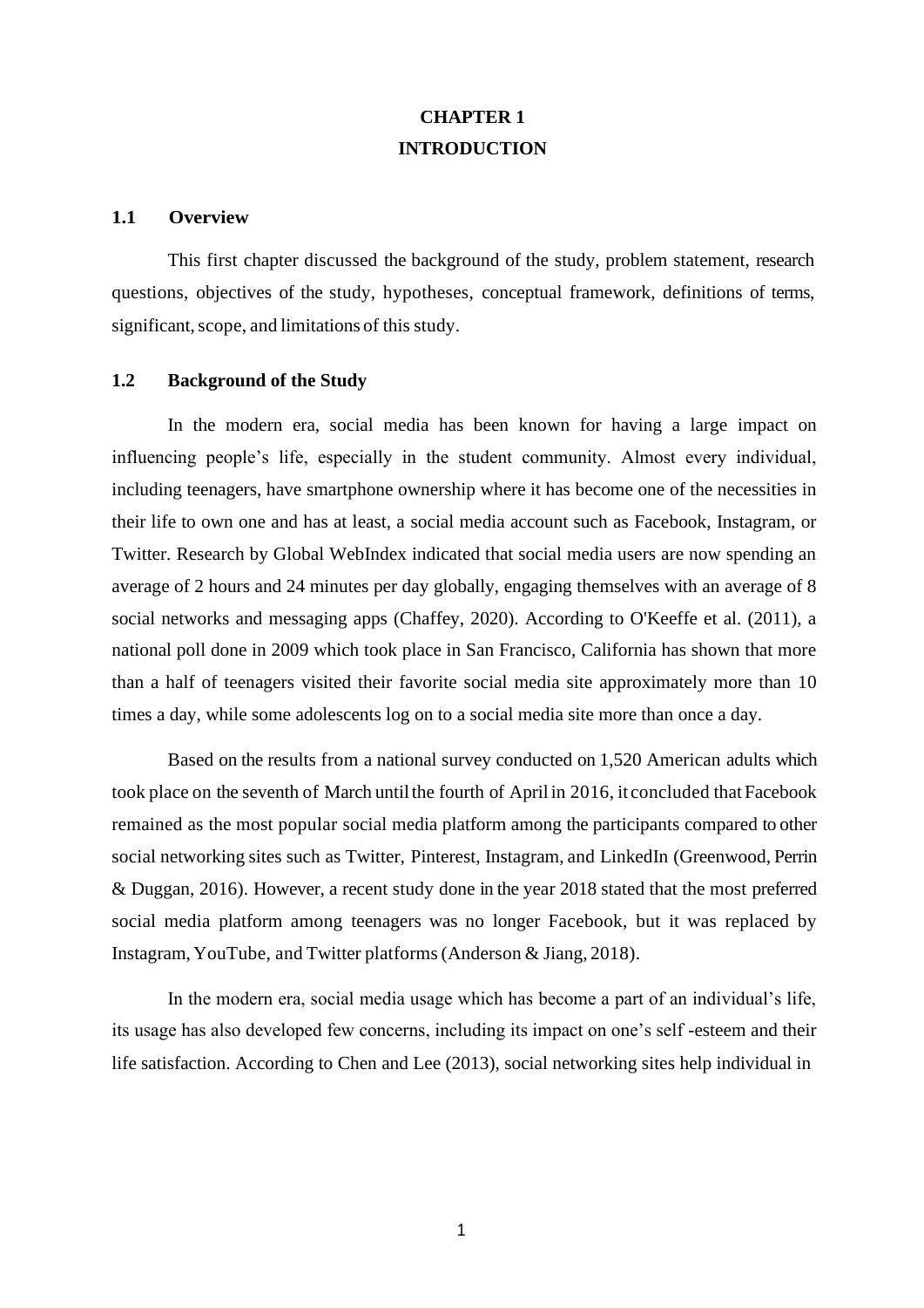# CHAPTER 1
# INTRODUCTION

## 1.1 Overview

This first chapter discussed the background of the study, problem statement, research questions, objectives of the study, hypotheses, conceptual framework, definitions of terms, significant, scope, and limitations of this study.

## 1.2 Background of the Study

In the modern era, social media has been known for having a large impact on influencing people's life, especially in the student community. Almost every individual, including teenagers, have smartphone ownership where it has become one of the necessities in their life to own one and has at least, a social media account such as Facebook, Instagram, or Twitter. Research by Global WebIndex indicated that social media users are now spending an average of 2 hours and 24 minutes per day globally, engaging themselves with an average of 8 social networks and messaging apps (Chaffey, 2020). According to O'Keeffe et al. (2011), a national poll done in 2009 which took place in San Francisco, California has shown that more than a half of teenagers visited their favorite social media site approximately more than 10 times a day, while some adolescents log on to a social media site more than once a day.

Based on the results from a national survey conducted on 1,520 American adults which took place on the seventh of March until the fourth of April in 2016, it concluded that Facebook remained as the most popular social media platform among the participants compared to other social networking sites such as Twitter, Pinterest, Instagram, and LinkedIn (Greenwood, Perrin & Duggan, 2016). However, a recent study done in the year 2018 stated that the most preferred social media platform among teenagers was no longer Facebook, but it was replaced by Instagram, YouTube, and Twitter platforms (Anderson & Jiang, 2018).

In the modern era, social media usage which has become a part of an individual's life, its usage has also developed few concerns, including its impact on one's self -esteem and their life satisfaction. According to Chen and Lee (2013), social networking sites help individual in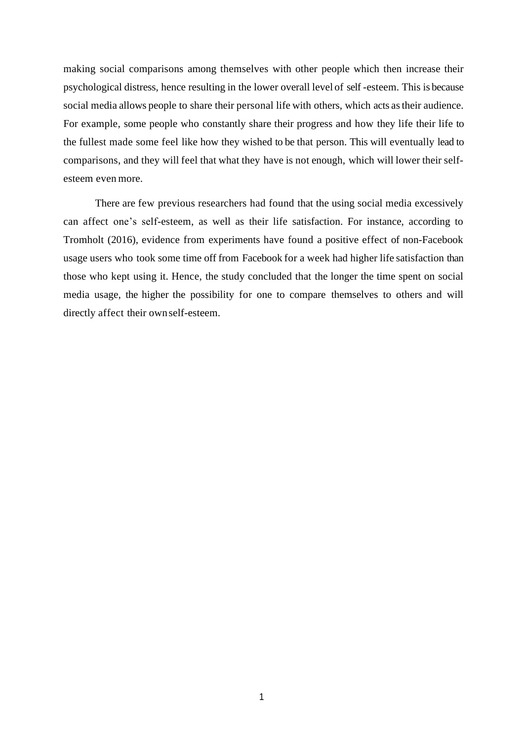making social comparisons among themselves with other people which then increase their psychological distress, hence resulting in the lower overall level of self -esteem. This is because social media allows people to share their personal life with others, which acts as their audience. For example, some people who constantly share their progress and how they life their life to the fullest made some feel like how they wished to be that person. This will eventually lead to comparisons, and they will feel that what they have is not enough, which will lower their self-esteem even more.

There are few previous researchers had found that the using social media excessively can affect one's self-esteem, as well as their life satisfaction. For instance, according to Tromholt (2016), evidence from experiments have found a positive effect of non-Facebook usage users who took some time off from Facebook for a week had higher life satisfaction than those who kept using it. Hence, the study concluded that the longer the time spent on social media usage, the higher the possibility for one to compare themselves to others and will directly affect their own self-esteem.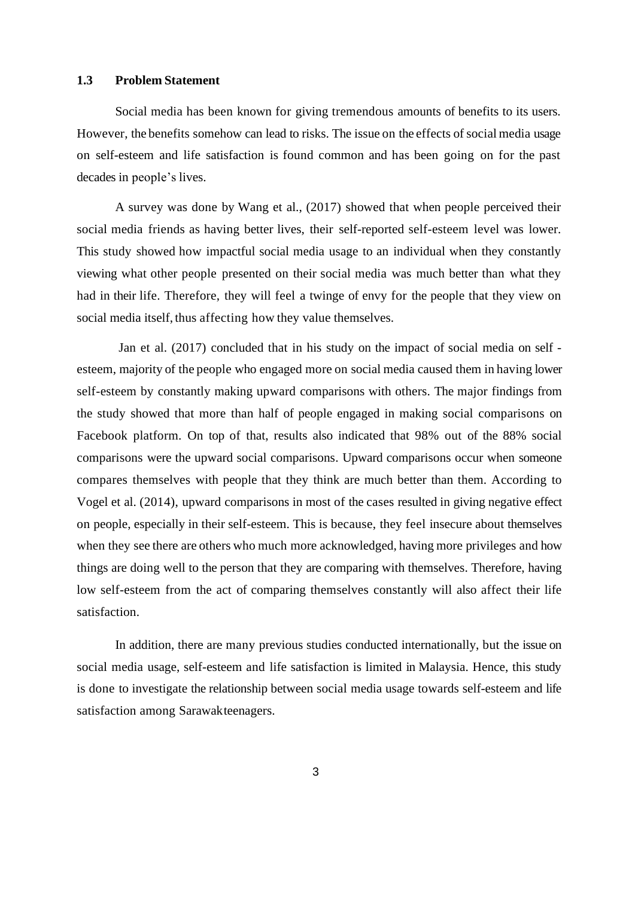## 1.3 Problem Statement

Social media has been known for giving tremendous amounts of benefits to its users. However, the benefits somehow can lead to risks. The issue on the effects of social media usage on self-esteem and life satisfaction is found common and has been going on for the past decades in people's lives.

A survey was done by Wang et al., (2017) showed that when people perceived their social media friends as having better lives, their self-reported self-esteem level was lower. This study showed how impactful social media usage to an individual when they constantly viewing what other people presented on their social media was much better than what they had in their life. Therefore, they will feel a twinge of envy for the people that they view on social media itself, thus affecting how they value themselves.

Jan et al. (2017) concluded that in his study on the impact of social media on self - esteem, majority of the people who engaged more on social media caused them in having lower self-esteem by constantly making upward comparisons with others. The major findings from the study showed that more than half of people engaged in making social comparisons on Facebook platform. On top of that, results also indicated that 98% out of the 88% social comparisons were the upward social comparisons. Upward comparisons occur when someone compares themselves with people that they think are much better than them. According to Vogel et al. (2014), upward comparisons in most of the cases resulted in giving negative effect on people, especially in their self-esteem. This is because, they feel insecure about themselves when they see there are others who much more acknowledged, having more privileges and how things are doing well to the person that they are comparing with themselves. Therefore, having low self-esteem from the act of comparing themselves constantly will also affect their life satisfaction.

In addition, there are many previous studies conducted internationally, but the issue on social media usage, self-esteem and life satisfaction is limited in Malaysia. Hence, this study is done to investigate the relationship between social media usage towards self-esteem and life satisfaction among Sarawak teenagers.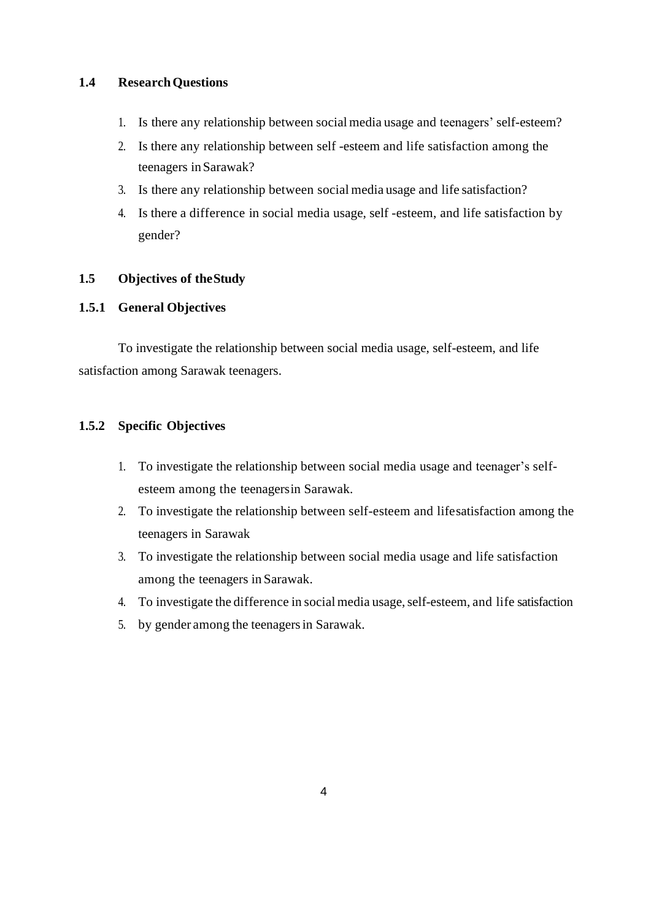### 1.4 Research Questions

1. Is there any relationship between social media usage and teenagers' self-esteem?
2. Is there any relationship between self -esteem and life satisfaction among the teenagers in Sarawak?
3. Is there any relationship between social media usage and life satisfaction?
4. Is there a difference in social media usage, self -esteem, and life satisfaction by gender?

### 1.5 Objectives of the Study

#### 1.5.1 General Objectives

To investigate the relationship between social media usage, self-esteem, and life satisfaction among Sarawak teenagers.

#### 1.5.2 Specific Objectives

1. To investigate the relationship between social media usage and teenager's self-esteem among the teenagers in Sarawak.
2. To investigate the relationship between self-esteem and life satisfaction among the teenagers in Sarawak
3. To investigate the relationship between social media usage and life satisfaction among the teenagers in Sarawak.
4. To investigate the difference in social media usage, self-esteem, and life satisfaction
5. by gender among the teenagers in Sarawak.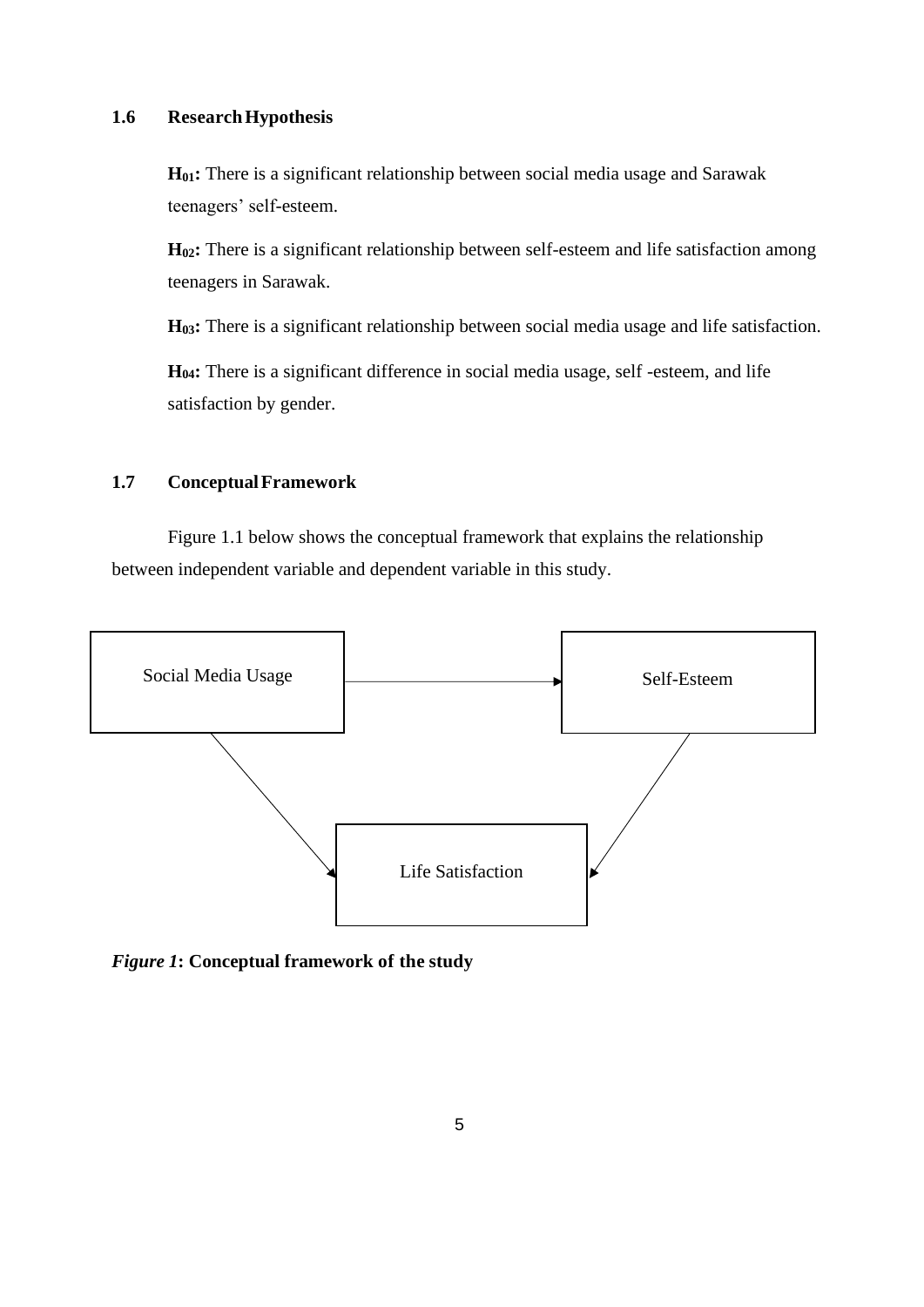### 1.6 Research Hypothesis

**$H_{01}$:** There is a significant relationship between social media usage and Sarawak teenagers' self-esteem.

**$H_{02}$:** There is a significant relationship between self-esteem and life satisfaction among teenagers in Sarawak.

**$H_{03}$:** There is a significant relationship between social media usage and life satisfaction.

**$H_{04}$:** There is a significant difference in social media usage, self -esteem, and life satisfaction by gender.

### 1.7 Conceptual Framework

Figure 1.1 below shows the conceptual framework that explains the relationship between independent variable and dependent variable in this study.

Social Media Usage

Self-Esteem

Life Satisfaction

***Figure 1*: Conceptual framework of the study**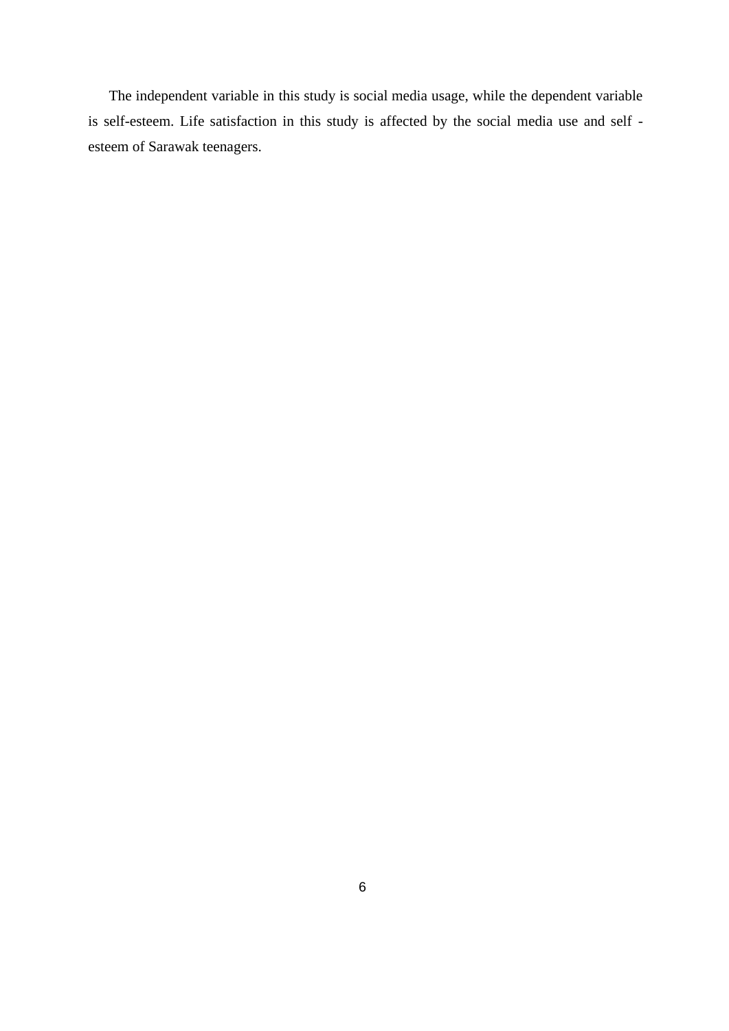The independent variable in this study is social media usage, while the dependent variable is self-esteem. Life satisfaction in this study is affected by the social media use and self -esteem of Sarawak teenagers.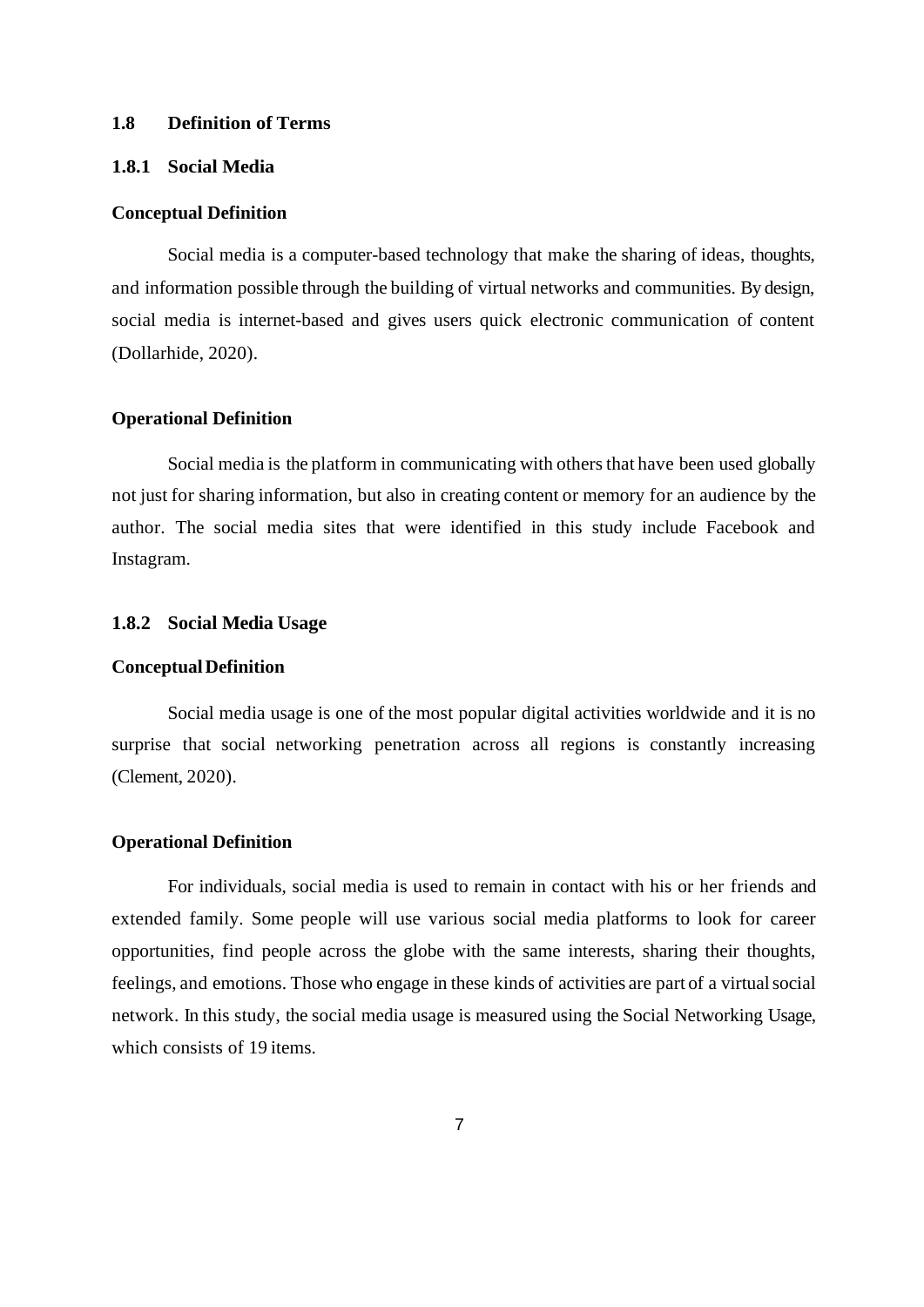## 1.8 Definition of Terms

### 1.8.1 Social Media

**Conceptual Definition**

Social media is a computer-based technology that make the sharing of ideas, thoughts, and information possible through the building of virtual networks and communities. By design, social media is internet-based and gives users quick electronic communication of content (Dollarhide, 2020).

**Operational Definition**

Social media is the platform in communicating with others that have been used globally not just for sharing information, but also in creating content or memory for an audience by the author. The social media sites that were identified in this study include Facebook and Instagram.

### 1.8.2 Social Media Usage

**Conceptual Definition**

Social media usage is one of the most popular digital activities worldwide and it is no surprise that social networking penetration across all regions is constantly increasing (Clement, 2020).

**Operational Definition**

For individuals, social media is used to remain in contact with his or her friends and extended family. Some people will use various social media platforms to look for career opportunities, find people across the globe with the same interests, sharing their thoughts, feelings, and emotions. Those who engage in these kinds of activities are part of a virtual social network. In this study, the social media usage is measured using the Social Networking Usage, which consists of 19 items.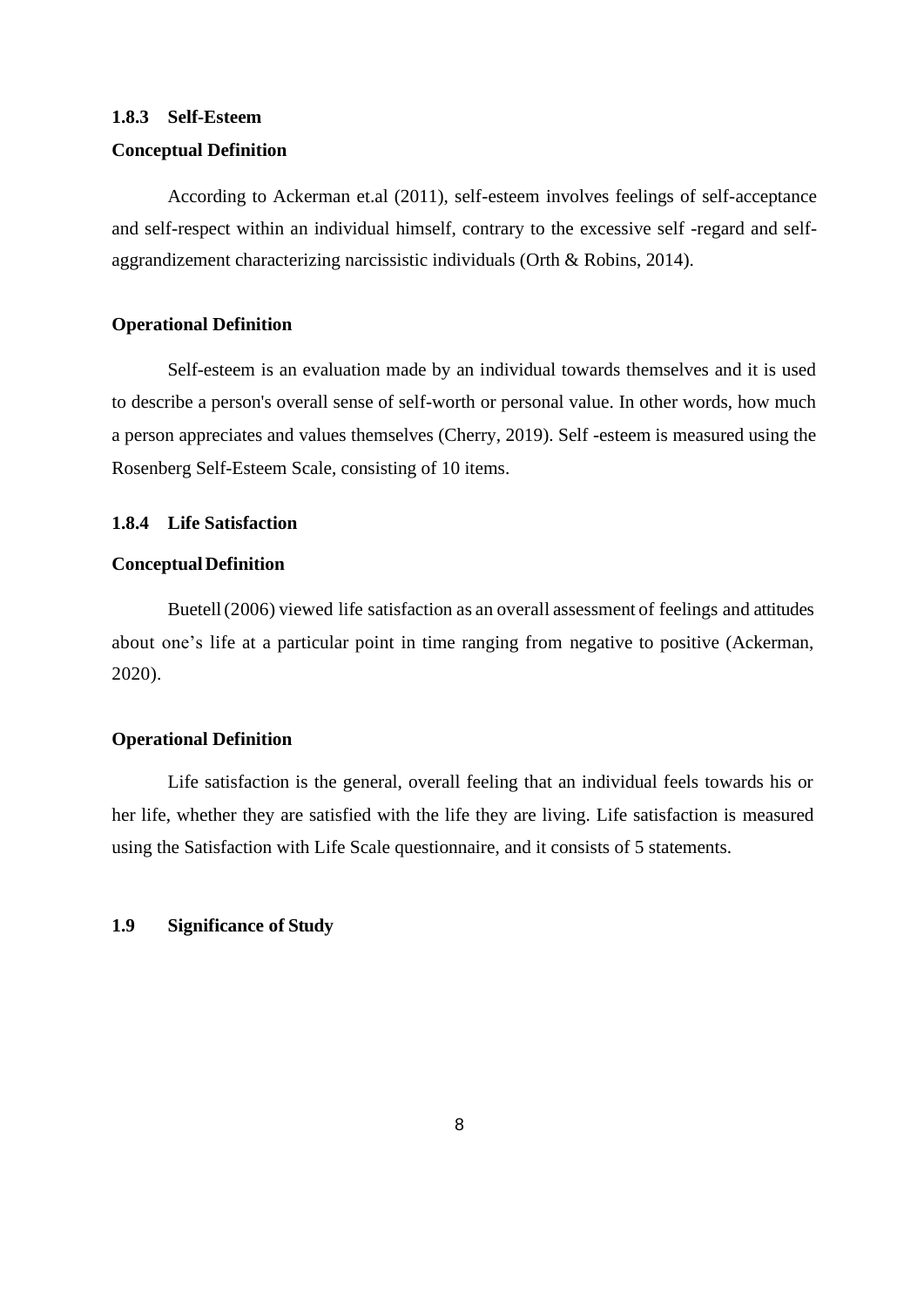### 1.8.3 Self-Esteem

**Conceptual Definition**

According to Ackerman et.al (2011), self-esteem involves feelings of self-acceptance and self-respect within an individual himself, contrary to the excessive self -regard and self-aggrandizement characterizing narcissistic individuals (Orth & Robins, 2014).

**Operational Definition**

Self-esteem is an evaluation made by an individual towards themselves and it is used to describe a person's overall sense of self-worth or personal value. In other words, how much a person appreciates and values themselves (Cherry, 2019). Self -esteem is measured using the Rosenberg Self-Esteem Scale, consisting of 10 items.

### 1.8.4 Life Satisfaction

**Conceptual Definition**

Buetell (2006) viewed life satisfaction as an overall assessment of feelings and attitudes about one's life at a particular point in time ranging from negative to positive (Ackerman, 2020).

**Operational Definition**

Life satisfaction is the general, overall feeling that an individual feels towards his or her life, whether they are satisfied with the life they are living. Life satisfaction is measured using the Satisfaction with Life Scale questionnaire, and it consists of 5 statements.

## 1.9 Significance of Study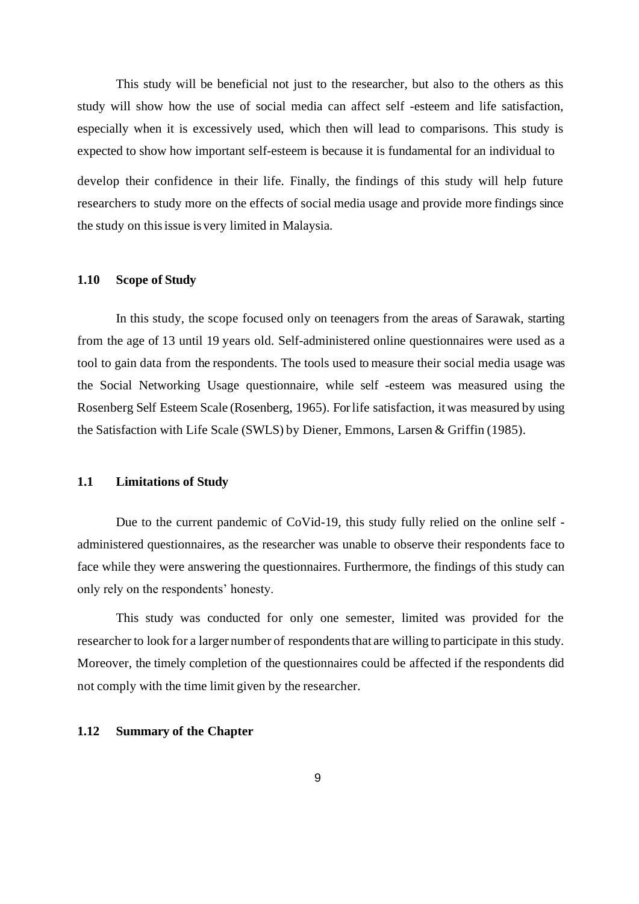This study will be beneficial not just to the researcher, but also to the others as this study will show how the use of social media can affect self -esteem and life satisfaction, especially when it is excessively used, which then will lead to comparisons. This study is expected to show how important self-esteem is because it is fundamental for an individual to develop their confidence in their life. Finally, the findings of this study will help future researchers to study more on the effects of social media usage and provide more findings since the study on this issue is very limited in Malaysia.

### 1.10 Scope of Study

In this study, the scope focused only on teenagers from the areas of Sarawak, starting from the age of 13 until 19 years old. Self-administered online questionnaires were used as a tool to gain data from the respondents. The tools used to measure their social media usage was the Social Networking Usage questionnaire, while self -esteem was measured using the Rosenberg Self Esteem Scale (Rosenberg, 1965). For life satisfaction, it was measured by using the Satisfaction with Life Scale (SWLS) by Diener, Emmons, Larsen & Griffin (1985).

### 1.1 Limitations of Study

Due to the current pandemic of CoVid-19, this study fully relied on the online self - administered questionnaires, as the researcher was unable to observe their respondents face to face while they were answering the questionnaires. Furthermore, the findings of this study can only rely on the respondents' honesty.

This study was conducted for only one semester, limited was provided for the researcher to look for a larger number of respondents that are willing to participate in this study. Moreover, the timely completion of the questionnaires could be affected if the respondents did not comply with the time limit given by the researcher.

### 1.12 Summary of the Chapter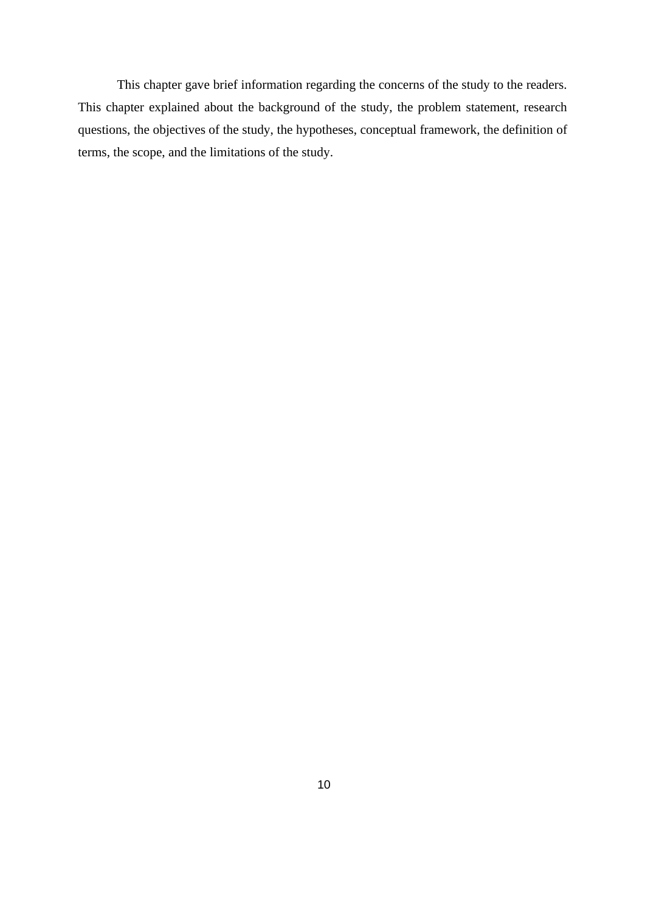This chapter gave brief information regarding the concerns of the study to the readers. This chapter explained about the background of the study, the problem statement, research questions, the objectives of the study, the hypotheses, conceptual framework, the definition of terms, the scope, and the limitations of the study.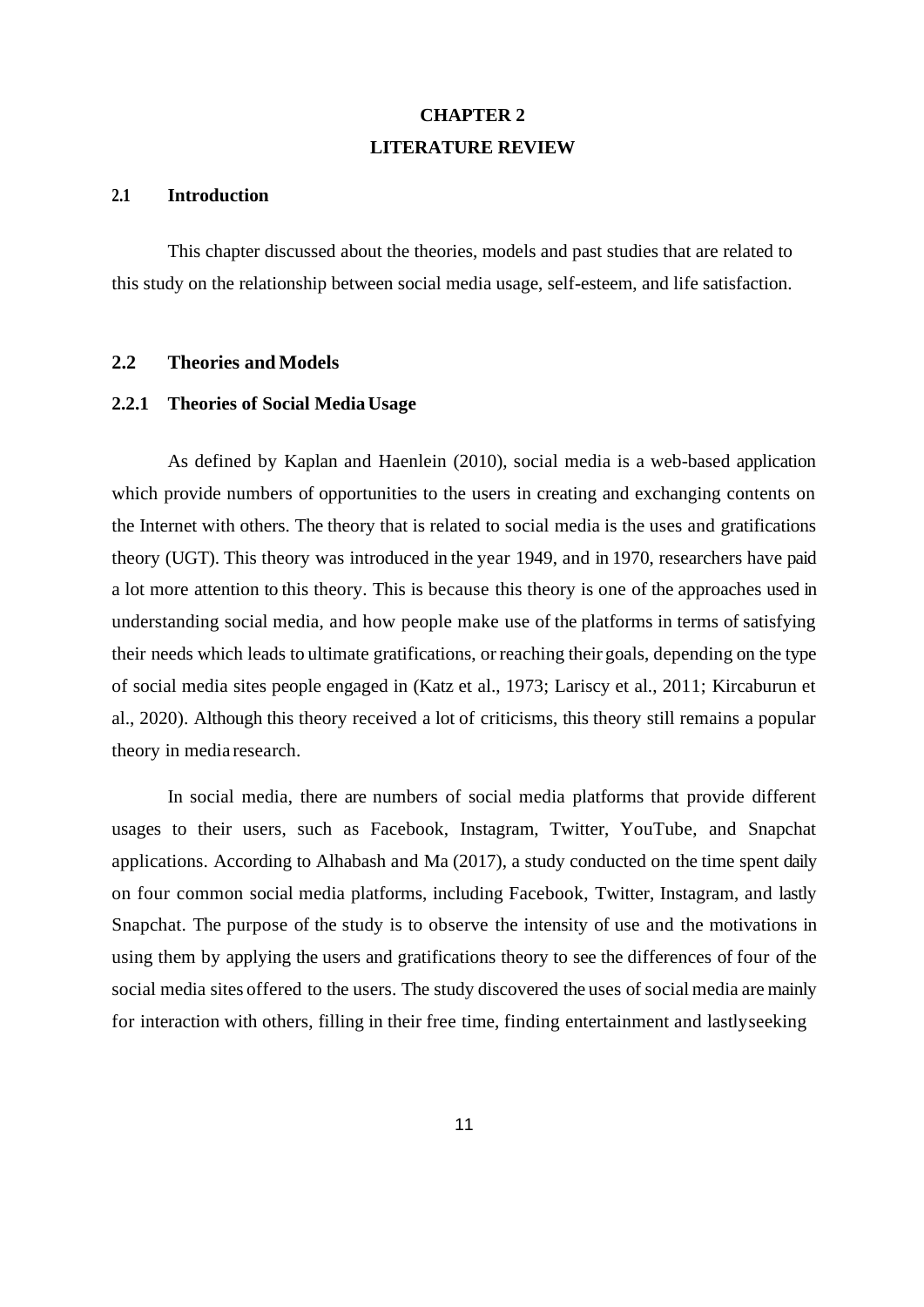# CHAPTER 2
# LITERATURE REVIEW

## 2.1 Introduction

This chapter discussed about the theories, models and past studies that are related to this study on the relationship between social media usage, self-esteem, and life satisfaction.

## 2.2 Theories and Models

### 2.2.1 Theories of Social Media Usage

As defined by Kaplan and Haenlein (2010), social media is a web-based application which provide numbers of opportunities to the users in creating and exchanging contents on the Internet with others. The theory that is related to social media is the uses and gratifications theory (UGT). This theory was introduced in the year 1949, and in 1970, researchers have paid a lot more attention to this theory. This is because this theory is one of the approaches used in understanding social media, and how people make use of the platforms in terms of satisfying their needs which leads to ultimate gratifications, or reaching their goals, depending on the type of social media sites people engaged in (Katz et al., 1973; Lariscy et al., 2011; Kircaburun et al., 2020). Although this theory received a lot of criticisms, this theory still remains a popular theory in media research.

In social media, there are numbers of social media platforms that provide different usages to their users, such as Facebook, Instagram, Twitter, YouTube, and Snapchat applications. According to Alhabash and Ma (2017), a study conducted on the time spent daily on four common social media platforms, including Facebook, Twitter, Instagram, and lastly Snapchat. The purpose of the study is to observe the intensity of use and the motivations in using them by applying the users and gratifications theory to see the differences of four of the social media sites offered to the users. The study discovered the uses of social media are mainly for interaction with others, filling in their free time, finding entertainment and lastly seeking